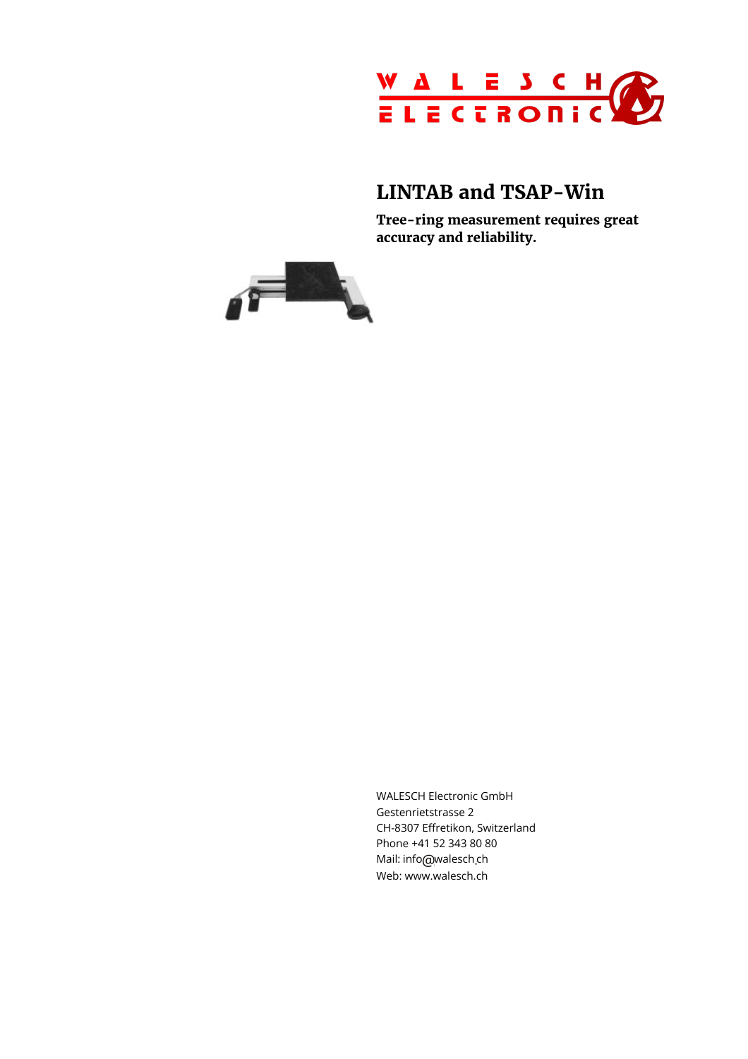# LINTAB and TSAP-Win

**Tree-ring measurement requires great accuracy and reliability.**

WALESCH Electronic GmbH
Gestenrietstrasse 2
CH-8307 Effretikon, Switzerland
Phone +41 52 343 80 80
Mail: info@walesch.ch
Web: www.walesch.ch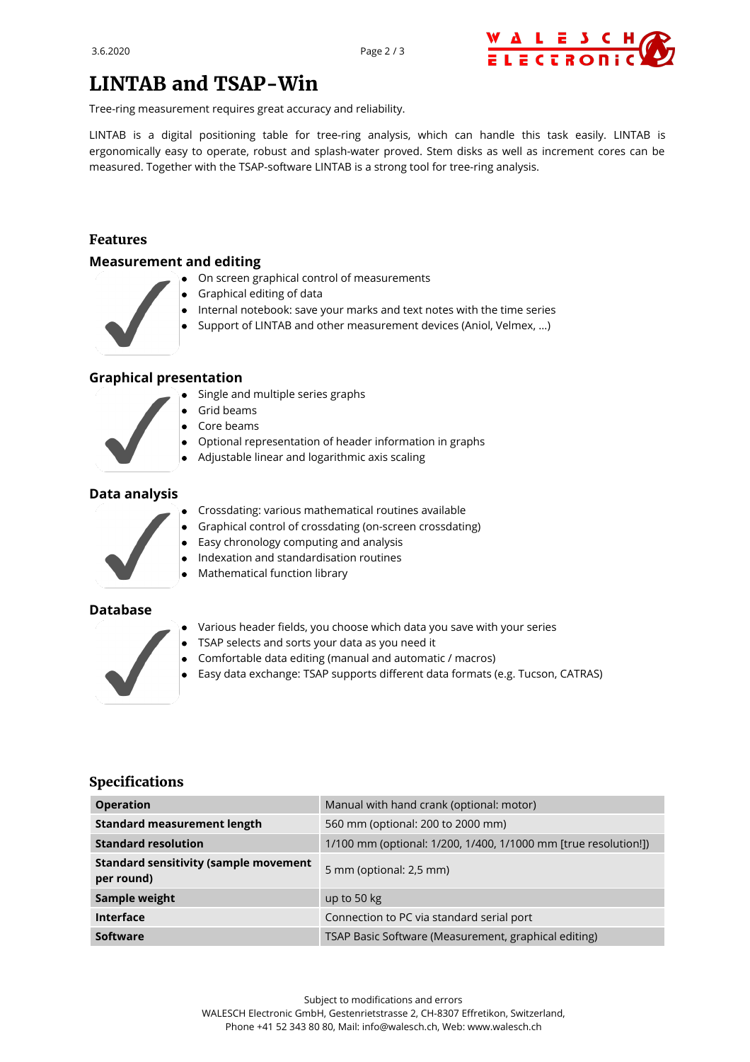# LINTAB and TSAP-Win

Tree-ring measurement requires great accuracy and reliability.

LINTAB is a digital positioning table for tree-ring analysis, which can handle this task easily. LINTAB is ergonomically easy to operate, robust and splash-water proved. Stem disks as well as increment cores can be measured. Together with the TSAP-software LINTAB is a strong tool for tree-ring analysis.

## Features

### Measurement and editing

- On screen graphical control of measurements
- Graphical editing of data
- Internal notebook: save your marks and text notes with the time series
- Support of LINTAB and other measurement devices (Aniol, Velmex, ...)

### Graphical presentation

- Single and multiple series graphs
- Grid beams
- Core beams
- Optional representation of header information in graphs
- Adjustable linear and logarithmic axis scaling

### Data analysis

- Crossdating: various mathematical routines available
- Graphical control of crossdating (on-screen crossdating)
- Easy chronology computing and analysis
- Indexation and standardisation routines
- Mathematical function library

### Database

- Various header fields, you choose which data you save with your series
- TSAP selects and sorts your data as you need it
- Comfortable data editing (manual and automatic / macros)
- Easy data exchange: TSAP supports different data formats (e.g. Tucson, CATRAS)

## Specifications

| | |
|---|---|
| **Operation** | Manual with hand crank (optional: motor) |
| **Standard measurement length** | 560 mm (optional: 200 to 2000 mm) |
| **Standard resolution** | 1/100 mm (optional: 1/200, 1/400, 1/1000 mm [true resolution!]) |
| **Standard sensitivity (sample movement per round)** | 5 mm (optional: 2,5 mm) |
| **Sample weight** | up to 50 kg |
| **Interface** | Connection to PC via standard serial port |
| **Software** | TSAP Basic Software (Measurement, graphical editing) |

Subject to modifications and errors
WALESCH Electronic GmbH, Gestenrietstrasse 2, CH-8307 Effretikon, Switzerland,
Phone +41 52 343 80 80, Mail: info@walesch.ch, Web: www.walesch.ch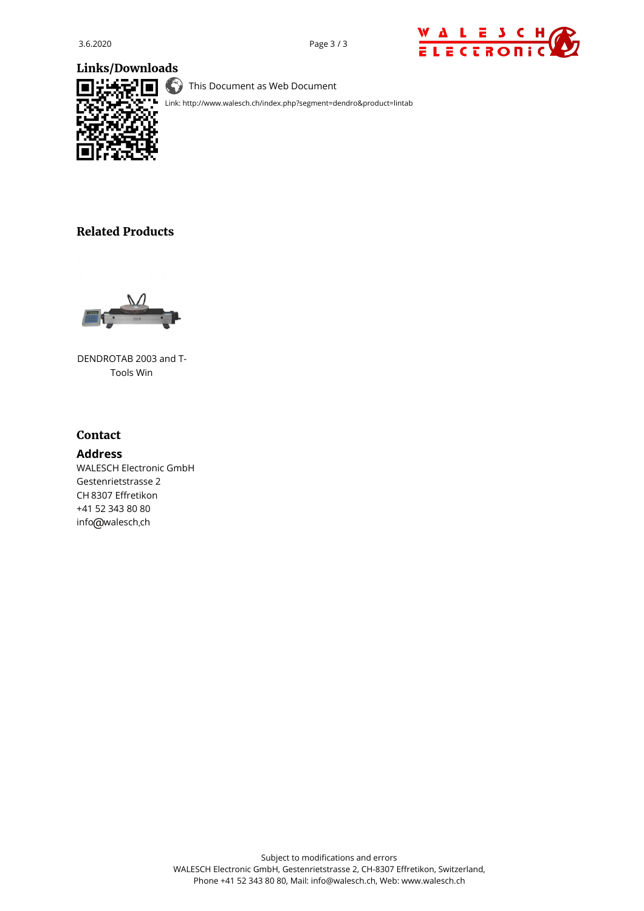## Links/Downloads

This Document as Web Document

Link: http://www.walesch.ch/index.php?segment=dendro&product=lintab

## Related Products

DENDROTAB 2003 and T-Tools Win

## Contact

### Address

WALESCH Electronic GmbH
Gestenrietstrasse 2
CH 8307 Effretikon
+41 52 343 80 80
info@walesch.ch

Subject to modifications and errors
WALESCH Electronic GmbH, Gestenrietstrasse 2, CH-8307 Effretikon, Switzerland,
Phone +41 52 343 80 80, Mail: info@walesch.ch, Web: www.walesch.ch